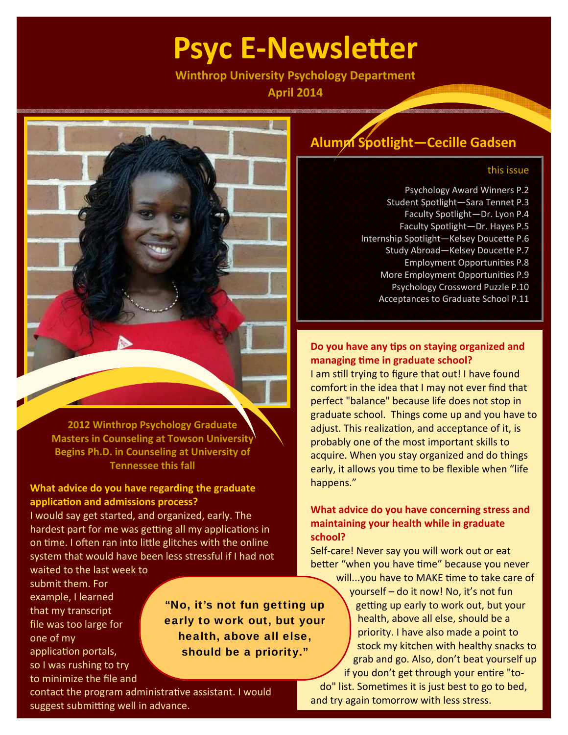# Psyc E-Newsletter

**Winthrop University Psychology Department**

**April 2014**

## Alumni Spotlight—Cecille Gadsen

**this issue**

- Psychology Award Winners P.2
- Student Spotlight—Sara Tennet P.3
- Faculty Spotlight—Dr. Lyon P.4
- Faculty Spotlight—Dr. Hayes P.5
- Internship Spotlight—Kelsey Doucette P.6
- Study Abroad—Kelsey Doucette P.7
- Employment Opportunities P.8
- More Employment Opportunities P.9
- Psychology Crossword Puzzle P.10
- Acceptances to Graduate School P.11

**2012 Winthrop Psychology Graduate**
**Masters in Counseling at Towson University**
**Begins Ph.D. in Counseling at University of Tennessee this fall**

**What advice do you have regarding the graduate application and admissions process?**

I would say get started, and organized, early. The hardest part for me was getting all my applications in on time. I often ran into little glitches with the online system that would have been less stressful if I had not waited to the last week to submit them. For example, I learned that my transcript file was too large for one of my application portals, so I was rushing to try to minimize the file and contact the program administrative assistant. I would suggest submitting well in advance.

**Do you have any tips on staying organized and managing time in graduate school?**

I am still trying to figure that out! I have found comfort in the idea that I may not ever find that perfect "balance" because life does not stop in graduate school. Things come up and you have to adjust. This realization, and acceptance of it, is probably one of the most important skills to acquire. When you stay organized and do things early, it allows you time to be flexible when "life happens."

**What advice do you have concerning stress and maintaining your health while in graduate school?**

Self-care! Never say you will work out or eat better "when you have time" because you never will...you have to MAKE time to take care of yourself – do it now! No, it's not fun getting up early to work out, but your health, above all else, should be a priority. I have also made a point to stock my kitchen with healthy snacks to grab and go. Also, don't beat yourself up if you don't get through your entire "to-do" list. Sometimes it is just best to go to bed, and try again tomorrow with less stress.

> "No, it's not fun getting up early to work out, but your health, above all else, should be a priority."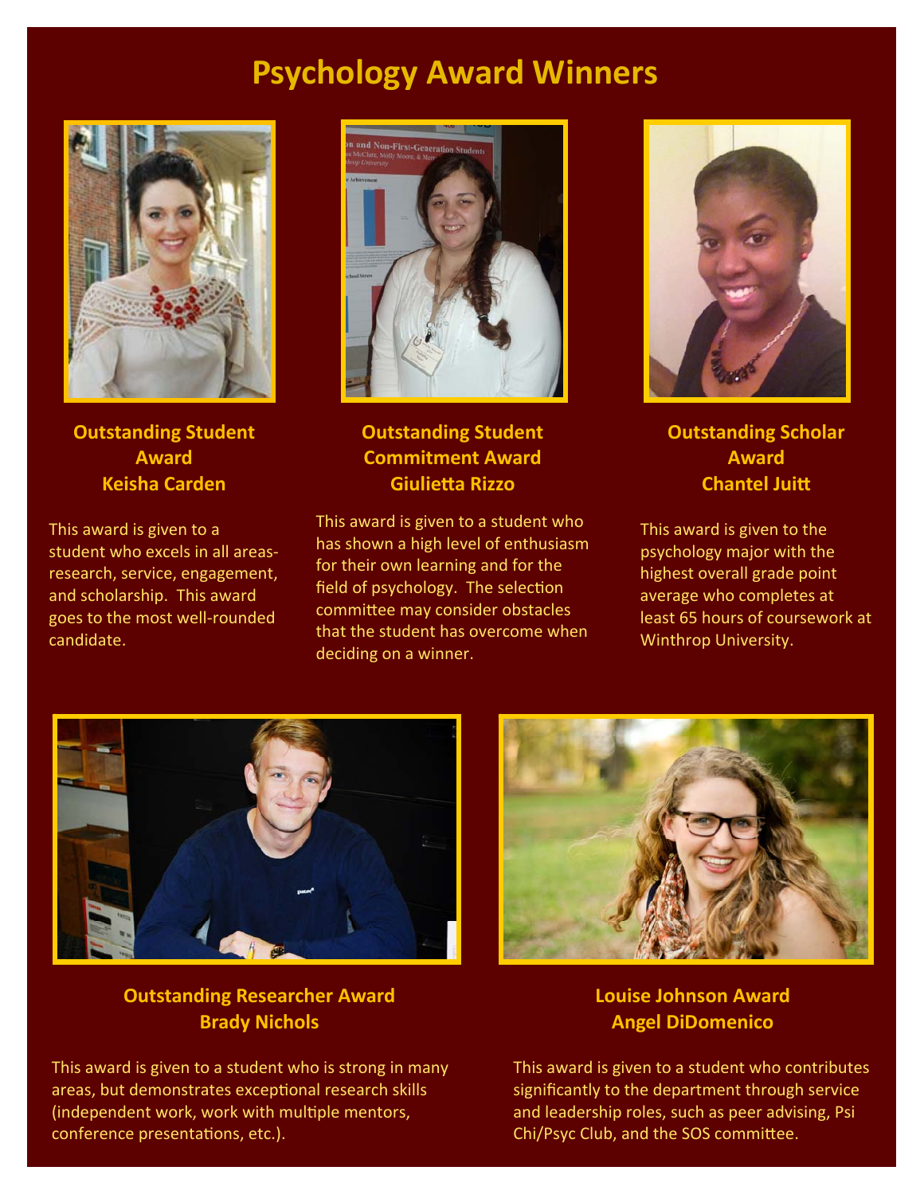# Psychology Award Winners

### Outstanding Student Award
### Keisha Carden

This award is given to a student who excels in all areas- research, service, engagement, and scholarship. This award goes to the most well-rounded candidate.

### Outstanding Student Commitment Award
### Giulietta Rizzo

This award is given to a student who has shown a high level of enthusiasm for their own learning and for the field of psychology. The selection committee may consider obstacles that the student has overcome when deciding on a winner.

### Outstanding Scholar Award
### Chantel Juitt

This award is given to the psychology major with the highest overall grade point average who completes at least 65 hours of coursework at Winthrop University.

### Outstanding Researcher Award
### Brady Nichols

This award is given to a student who is strong in many areas, but demonstrates exceptional research skills (independent work, work with multiple mentors, conference presentations, etc.).

### Louise Johnson Award
### Angel DiDomenico

This award is given to a student who contributes significantly to the department through service and leadership roles, such as peer advising, Psi Chi/Psyc Club, and the SOS committee.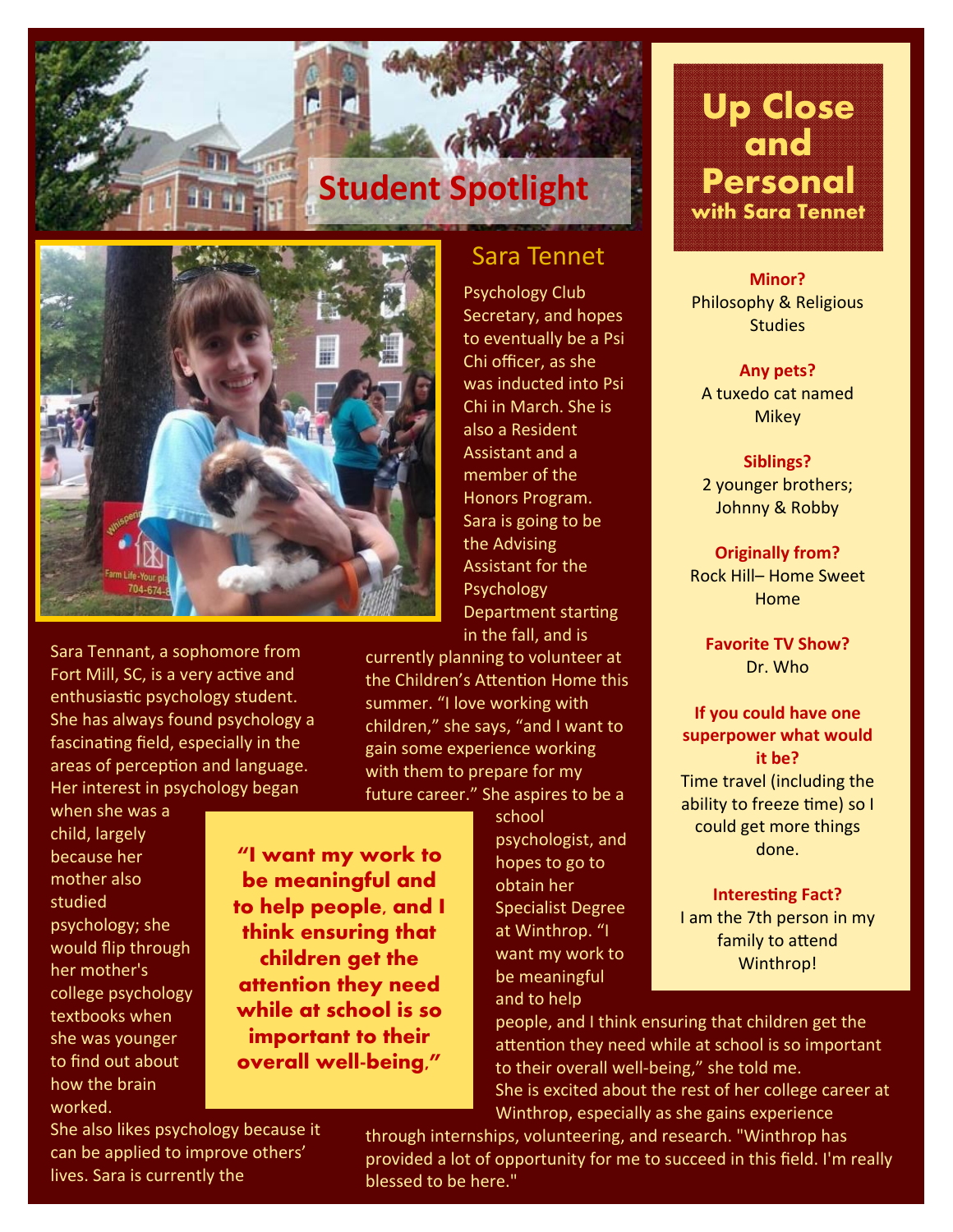# Student Spotlight

## Sara Tennet

Sara Tennant, a sophomore from Fort Mill, SC, is a very active and enthusiastic psychology student. She has always found psychology a fascinating field, especially in the areas of perception and language. Her interest in psychology began when she was a child, largely because her mother also studied psychology; she would flip through her mother's college psychology textbooks when she was younger to find out about how the brain worked.

She also likes psychology because it can be applied to improve others' lives. Sara is currently the Psychology Club Secretary, and hopes to eventually be a Psi Chi officer, as she was inducted into Psi Chi in March. She is also a Resident Assistant and a member of the Honors Program. Sara is going to be the Advising Assistant for the Psychology Department starting in the fall, and is currently planning to volunteer at the Children's Attention Home this summer. "I love working with children," she says, "and I want to gain some experience working with them to prepare for my future career." She aspires to be a school psychologist, and hopes to go to obtain her Specialist Degree at Winthrop. "I want my work to be meaningful and to help people, and I think ensuring that children get the attention they need while at school is so important to their overall well-being," she told me.

She is excited about the rest of her college career at Winthrop, especially as she gains experience through internships, volunteering, and research. "Winthrop has provided a lot of opportunity for me to succeed in this field. I'm really blessed to be here."

> **"I want my work to be meaningful and to help people, and I think ensuring that children get the attention they need while at school is so important to their overall well-being,"**

## Up Close and Personal
### with Sara Tennet

**Minor?**
Philosophy & Religious Studies

**Any pets?**
A tuxedo cat named Mikey

**Siblings?**
2 younger brothers; Johnny & Robby

**Originally from?**
Rock Hill– Home Sweet Home

**Favorite TV Show?**
Dr. Who

**If you could have one superpower what would it be?**
Time travel (including the ability to freeze time) so I could get more things done.

**Interesting Fact?**
I am the 7th person in my family to attend Winthrop!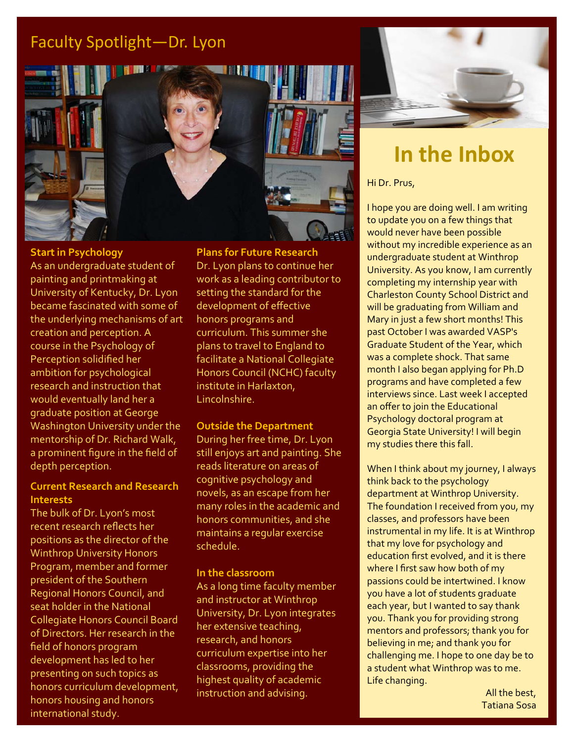# Faculty Spotlight—Dr. Lyon

### Start in Psychology

As an undergraduate student of painting and printmaking at University of Kentucky, Dr. Lyon became fascinated with some of the underlying mechanisms of art creation and perception. A course in the Psychology of Perception solidified her ambition for psychological research and instruction that would eventually land her a graduate position at George Washington University under the mentorship of Dr. Richard Walk, a prominent figure in the field of depth perception.

### Current Research and Research Interests

The bulk of Dr. Lyon's most recent research reflects her positions as the director of the Winthrop University Honors Program, member and former president of the Southern Regional Honors Council, and seat holder in the National Collegiate Honors Council Board of Directors. Her research in the field of honors program development has led to her presenting on such topics as honors curriculum development, honors housing and honors international study.

### Plans for Future Research

Dr. Lyon plans to continue her work as a leading contributor to setting the standard for the development of effective honors programs and curriculum. This summer she plans to travel to England to facilitate a National Collegiate Honors Council (NCHC) faculty institute in Harlaxton, Lincolnshire.

### Outside the Department

During her free time, Dr. Lyon still enjoys art and painting. She reads literature on areas of cognitive psychology and novels, as an escape from her many roles in the academic and honors communities, and she maintains a regular exercise schedule.

### In the classroom

As a long time faculty member and instructor at Winthrop University, Dr. Lyon integrates her extensive teaching, research, and honors curriculum expertise into her classrooms, providing the highest quality of academic instruction and advising.

# In the Inbox

Hi Dr. Prus,

I hope you are doing well. I am writing to update you on a few things that would never have been possible without my incredible experience as an undergraduate student at Winthrop University. As you know, I am currently completing my internship year with Charleston County School District and will be graduating from William and Mary in just a few short months! This past October I was awarded VASP's Graduate Student of the Year, which was a complete shock. That same month I also began applying for Ph.D programs and have completed a few interviews since. Last week I accepted an offer to join the Educational Psychology doctoral program at Georgia State University! I will begin my studies there this fall.

When I think about my journey, I always think back to the psychology department at Winthrop University. The foundation I received from you, my classes, and professors have been instrumental in my life. It is at Winthrop that my love for psychology and education first evolved, and it is there where I first saw how both of my passions could be intertwined. I know you have a lot of students graduate each year, but I wanted to say thank you. Thank you for providing strong mentors and professors; thank you for believing in me; and thank you for challenging me. I hope to one day be to a student what Winthrop was to me. Life changing.

All the best,
Tatiana Sosa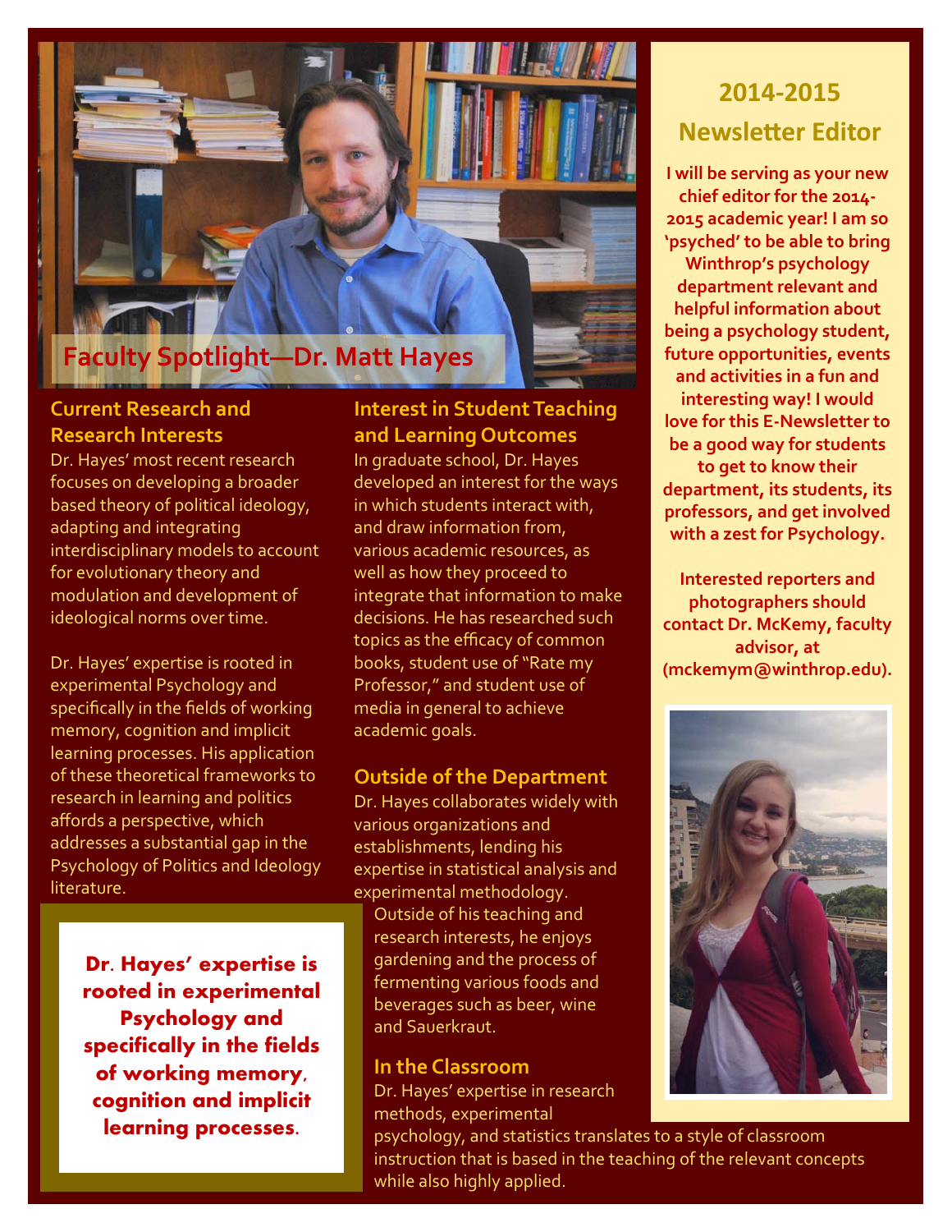## Faculty Spotlight—Dr. Matt Hayes

### Current Research and Research Interests

Dr. Hayes' most recent research focuses on developing a broader based theory of political ideology, adapting and integrating interdisciplinary models to account for evolutionary theory and modulation and development of ideological norms over time.

Dr. Hayes' expertise is rooted in experimental Psychology and specifically in the fields of working memory, cognition and implicit learning processes. His application of these theoretical frameworks to research in learning and politics affords a perspective, which addresses a substantial gap in the Psychology of Politics and Ideology literature.

**Dr. Hayes' expertise is rooted in experimental Psychology and specifically in the fields of working memory, cognition and implicit learning processes.**

### Interest in Student Teaching and Learning Outcomes

In graduate school, Dr. Hayes developed an interest for the ways in which students interact with, and draw information from, various academic resources, as well as how they proceed to integrate that information to make decisions. He has researched such topics as the efficacy of common books, student use of "Rate my Professor," and student use of media in general to achieve academic goals.

### Outside of the Department

Dr. Hayes collaborates widely with various organizations and establishments, lending his expertise in statistical analysis and experimental methodology. Outside of his teaching and research interests, he enjoys gardening and the process of fermenting various foods and beverages such as beer, wine and Sauerkraut.

### In the Classroom

Dr. Hayes' expertise in research methods, experimental psychology, and statistics translates to a style of classroom instruction that is based in the teaching of the relevant concepts while also highly applied.

## 2014-2015 Newsletter Editor

**I will be serving as your new chief editor for the 2014-2015 academic year! I am so 'psyched' to be able to bring Winthrop's psychology department relevant and helpful information about being a psychology student, future opportunities, events and activities in a fun and interesting way! I would love for this E-Newsletter to be a good way for students to get to know their department, its students, its professors, and get involved with a zest for Psychology.**

**Interested reporters and photographers should contact Dr. McKemy, faculty advisor, at (mckemym@winthrop.edu).**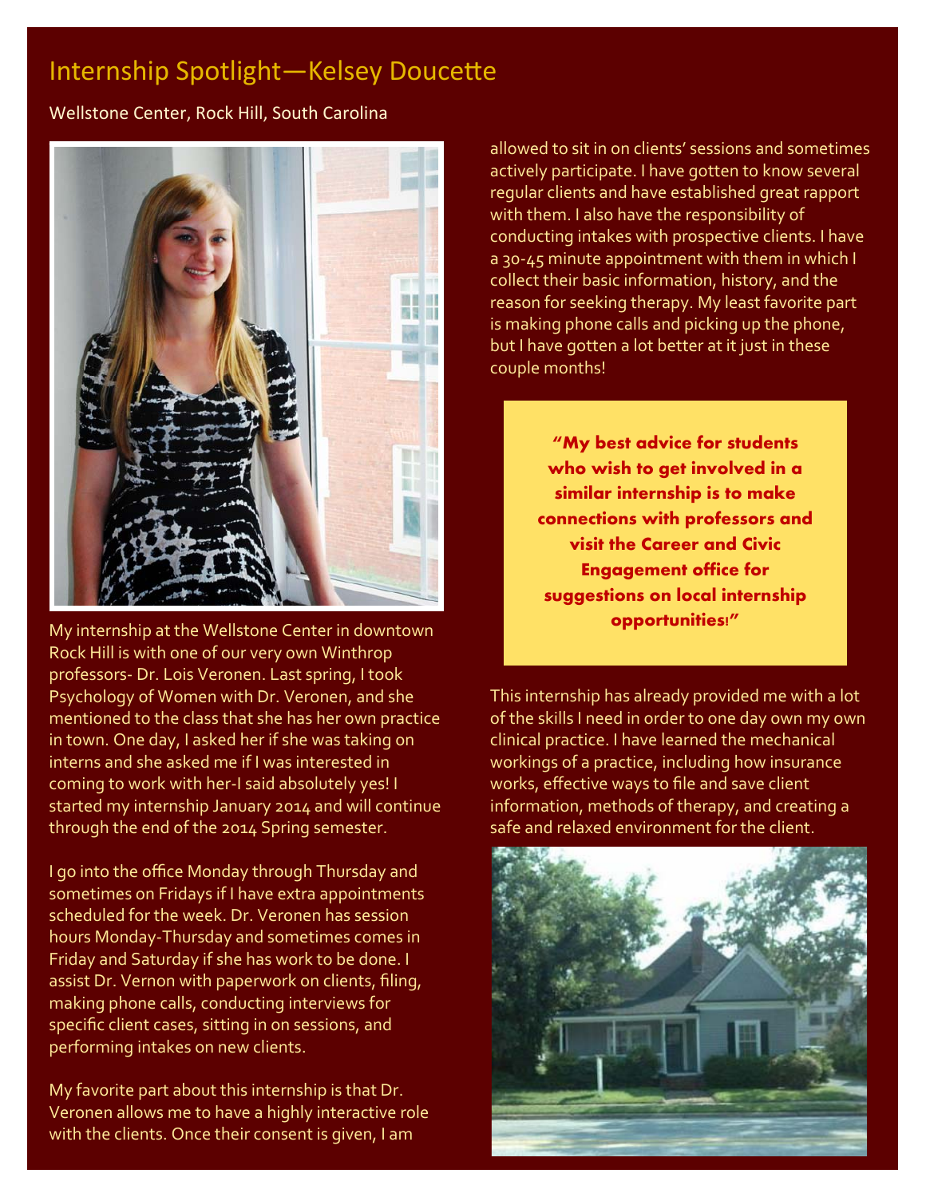# Internship Spotlight—Kelsey Doucette

Wellstone Center, Rock Hill, South Carolina

My internship at the Wellstone Center in downtown Rock Hill is with one of our very own Winthrop professors- Dr. Lois Veronen. Last spring, I took Psychology of Women with Dr. Veronen, and she mentioned to the class that she has her own practice in town. One day, I asked her if she was taking on interns and she asked me if I was interested in coming to work with her-I said absolutely yes! I started my internship January 2014 and will continue through the end of the 2014 Spring semester.

I go into the office Monday through Thursday and sometimes on Fridays if I have extra appointments scheduled for the week. Dr. Veronen has session hours Monday-Thursday and sometimes comes in Friday and Saturday if she has work to be done. I assist Dr. Vernon with paperwork on clients, filing, making phone calls, conducting interviews for specific client cases, sitting in on sessions, and performing intakes on new clients.

My favorite part about this internship is that Dr. Veronen allows me to have a highly interactive role with the clients. Once their consent is given, I am allowed to sit in on clients' sessions and sometimes actively participate. I have gotten to know several regular clients and have established great rapport with them. I also have the responsibility of conducting intakes with prospective clients. I have a 30-45 minute appointment with them in which I collect their basic information, history, and the reason for seeking therapy. My least favorite part is making phone calls and picking up the phone, but I have gotten a lot better at it just in these couple months!

**"My best advice for students who wish to get involved in a similar internship is to make connections with professors and visit the Career and Civic Engagement office for suggestions on local internship opportunities!"**

This internship has already provided me with a lot of the skills I need in order to one day own my own clinical practice. I have learned the mechanical workings of a practice, including how insurance works, effective ways to file and save client information, methods of therapy, and creating a safe and relaxed environment for the client.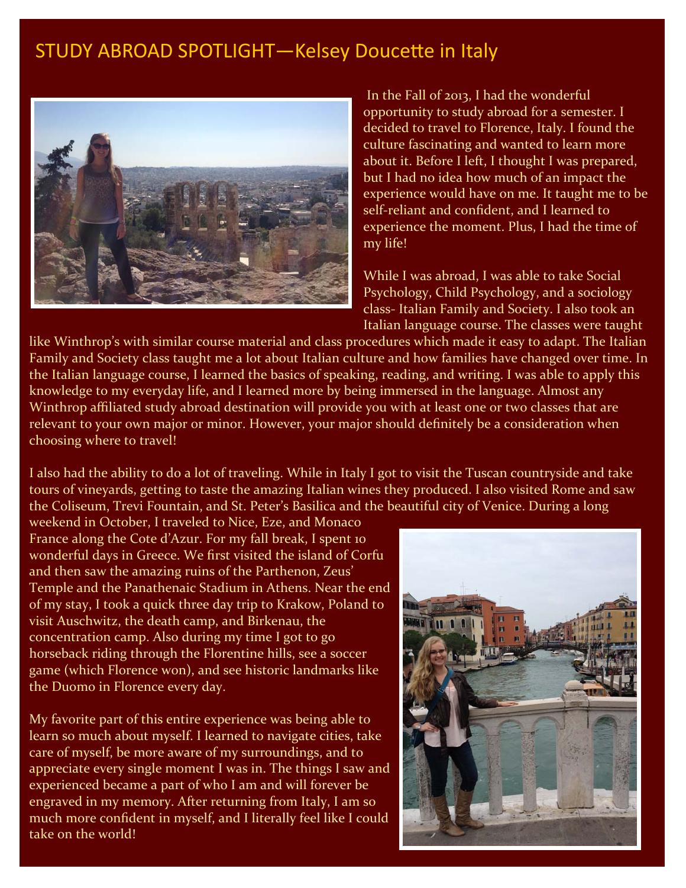# STUDY ABROAD SPOTLIGHT—Kelsey Doucette in Italy

In the Fall of 2013, I had the wonderful opportunity to study abroad for a semester. I decided to travel to Florence, Italy. I found the culture fascinating and wanted to learn more about it. Before I left, I thought I was prepared, but I had no idea how much of an impact the experience would have on me. It taught me to be self-reliant and confident, and I learned to experience the moment. Plus, I had the time of my life!

While I was abroad, I was able to take Social Psychology, Child Psychology, and a sociology class- Italian Family and Society. I also took an Italian language course. The classes were taught like Winthrop's with similar course material and class procedures which made it easy to adapt. The Italian Family and Society class taught me a lot about Italian culture and how families have changed over time. In the Italian language course, I learned the basics of speaking, reading, and writing. I was able to apply this knowledge to my everyday life, and I learned more by being immersed in the language. Almost any Winthrop affiliated study abroad destination will provide you with at least one or two classes that are relevant to your own major or minor. However, your major should definitely be a consideration when choosing where to travel!

I also had the ability to do a lot of traveling. While in Italy I got to visit the Tuscan countryside and take tours of vineyards, getting to taste the amazing Italian wines they produced. I also visited Rome and saw the Coliseum, Trevi Fountain, and St. Peter's Basilica and the beautiful city of Venice. During a long weekend in October, I traveled to Nice, Eze, and Monaco France along the Cote d'Azur. For my fall break, I spent 10 wonderful days in Greece. We first visited the island of Corfu and then saw the amazing ruins of the Parthenon, Zeus' Temple and the Panathenaic Stadium in Athens. Near the end of my stay, I took a quick three day trip to Krakow, Poland to visit Auschwitz, the death camp, and Birkenau, the concentration camp. Also during my time I got to go horseback riding through the Florentine hills, see a soccer game (which Florence won), and see historic landmarks like the Duomo in Florence every day.

My favorite part of this entire experience was being able to learn so much about myself. I learned to navigate cities, take care of myself, be more aware of my surroundings, and to appreciate every single moment I was in. The things I saw and experienced became a part of who I am and will forever be engraved in my memory. After returning from Italy, I am so much more confident in myself, and I literally feel like I could take on the world!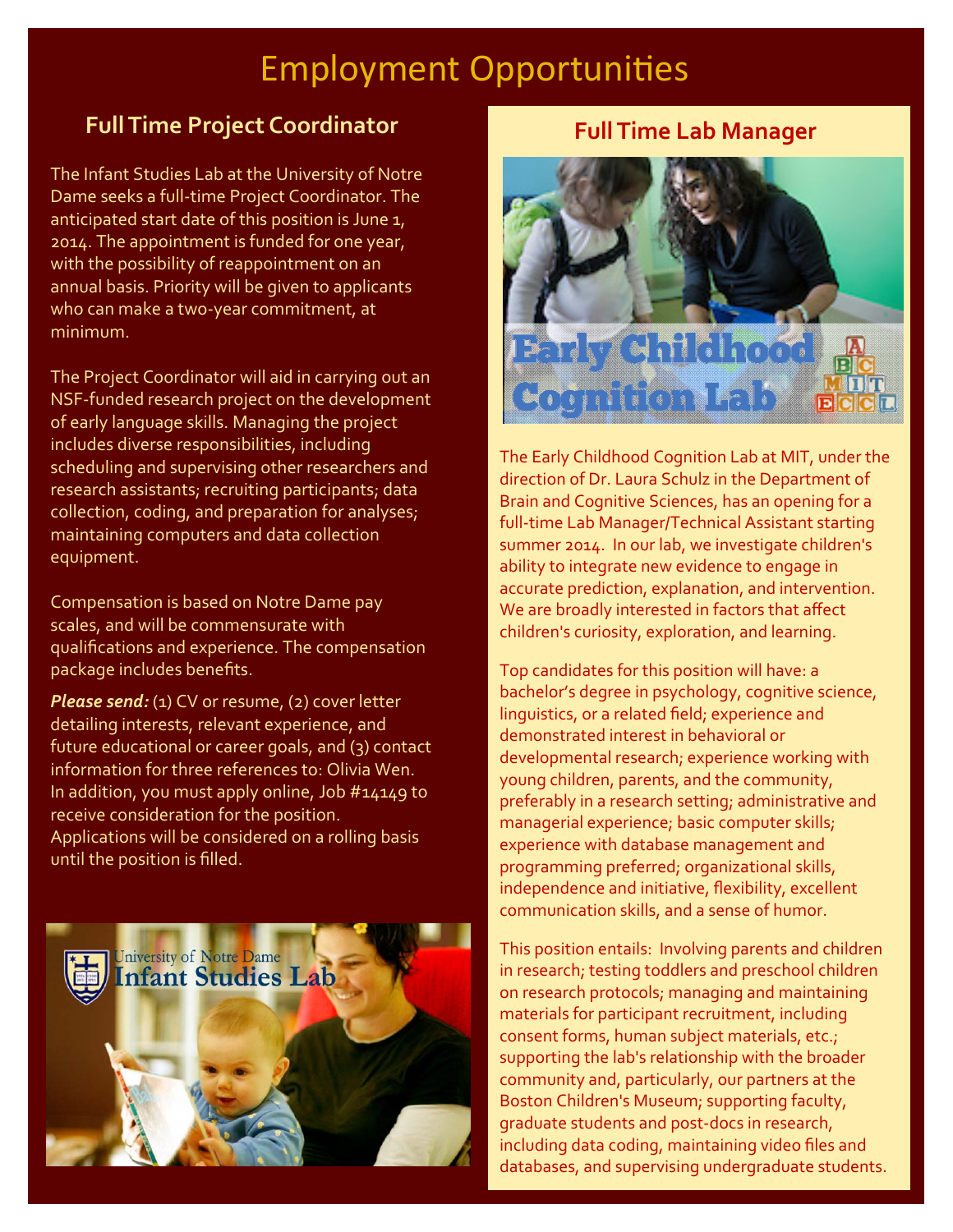# Employment Opportunities

## Full Time Project Coordinator

The Infant Studies Lab at the University of Notre Dame seeks a full-time Project Coordinator. The anticipated start date of this position is June 1, 2014. The appointment is funded for one year, with the possibility of reappointment on an annual basis. Priority will be given to applicants who can make a two-year commitment, at minimum.

The Project Coordinator will aid in carrying out an NSF-funded research project on the development of early language skills. Managing the project includes diverse responsibilities, including scheduling and supervising other researchers and research assistants; recruiting participants; data collection, coding, and preparation for analyses; maintaining computers and data collection equipment.

Compensation is based on Notre Dame pay scales, and will be commensurate with qualifications and experience. The compensation package includes benefits.

***Please send:*** (1) CV or resume, (2) cover letter detailing interests, relevant experience, and future educational or career goals, and (3) contact information for three references to: Olivia Wen. In addition, you must apply online, Job #14149 to receive consideration for the position. Applications will be considered on a rolling basis until the position is filled.

## Full Time Lab Manager

The Early Childhood Cognition Lab at MIT, under the direction of Dr. Laura Schulz in the Department of Brain and Cognitive Sciences, has an opening for a full-time Lab Manager/Technical Assistant starting summer 2014. In our lab, we investigate children's ability to integrate new evidence to engage in accurate prediction, explanation, and intervention. We are broadly interested in factors that affect children's curiosity, exploration, and learning.

Top candidates for this position will have: a bachelor's degree in psychology, cognitive science, linguistics, or a related field; experience and demonstrated interest in behavioral or developmental research; experience working with young children, parents, and the community, preferably in a research setting; administrative and managerial experience; basic computer skills; experience with database management and programming preferred; organizational skills, independence and initiative, flexibility, excellent communication skills, and a sense of humor.

This position entails: Involving parents and children in research; testing toddlers and preschool children on research protocols; managing and maintaining materials for participant recruitment, including consent forms, human subject materials, etc.; supporting the lab's relationship with the broader community and, particularly, our partners at the Boston Children's Museum; supporting faculty, graduate students and post-docs in research, including data coding, maintaining video files and databases, and supervising undergraduate students.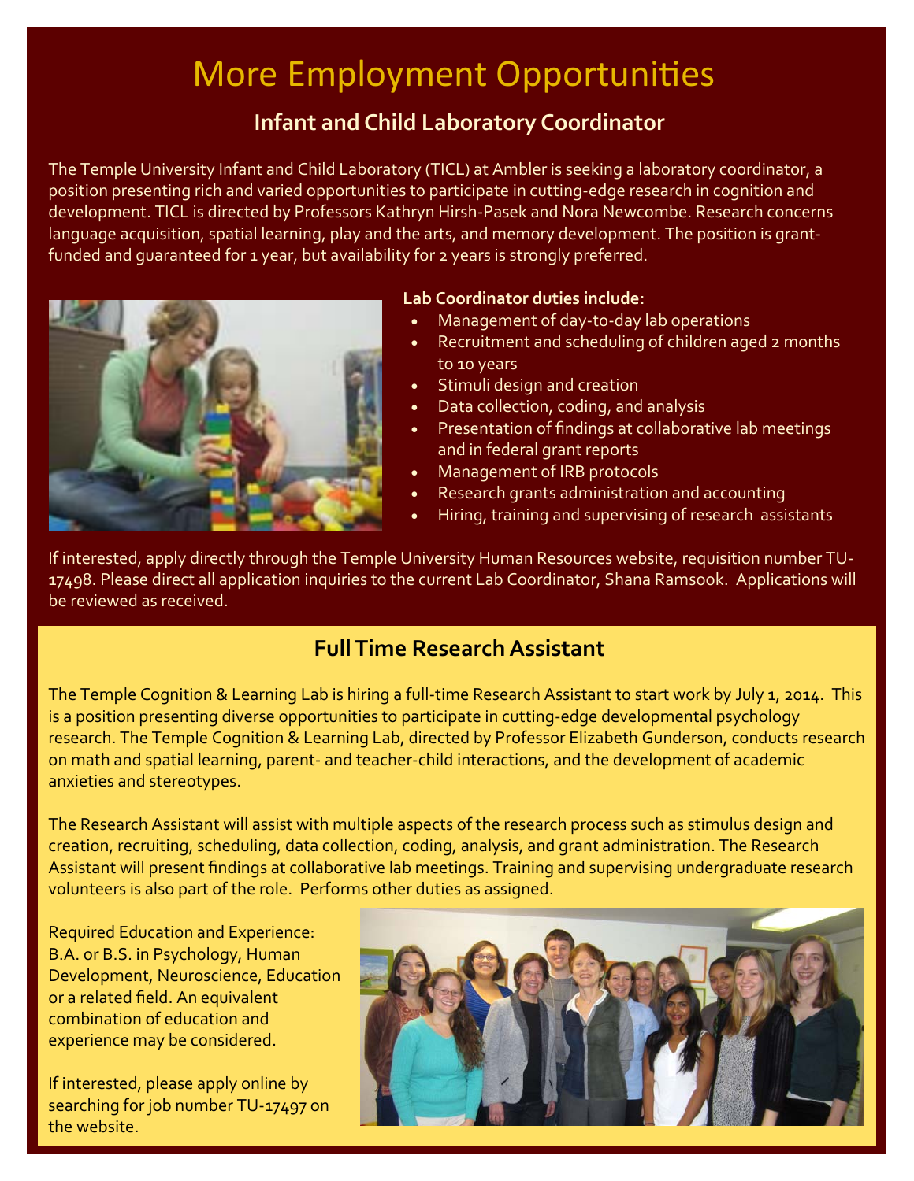# More Employment Opportunities

## Infant and Child Laboratory Coordinator

The Temple University Infant and Child Laboratory (TICL) at Ambler is seeking a laboratory coordinator, a position presenting rich and varied opportunities to participate in cutting-edge research in cognition and development. TICL is directed by Professors Kathryn Hirsh-Pasek and Nora Newcombe. Research concerns language acquisition, spatial learning, play and the arts, and memory development. The position is grant-funded and guaranteed for 1 year, but availability for 2 years is strongly preferred.

**Lab Coordinator duties include:**

- Management of day-to-day lab operations
- Recruitment and scheduling of children aged 2 months to 10 years
- Stimuli design and creation
- Data collection, coding, and analysis
- Presentation of findings at collaborative lab meetings and in federal grant reports
- Management of IRB protocols
- Research grants administration and accounting
- Hiring, training and supervising of research assistants

If interested, apply directly through the Temple University Human Resources website, requisition number TU-17498. Please direct all application inquiries to the current Lab Coordinator, Shana Ramsook. Applications will be reviewed as received.

## Full Time Research Assistant

The Temple Cognition & Learning Lab is hiring a full-time Research Assistant to start work by July 1, 2014. This is a position presenting diverse opportunities to participate in cutting-edge developmental psychology research. The Temple Cognition & Learning Lab, directed by Professor Elizabeth Gunderson, conducts research on math and spatial learning, parent- and teacher-child interactions, and the development of academic anxieties and stereotypes.

The Research Assistant will assist with multiple aspects of the research process such as stimulus design and creation, recruiting, scheduling, data collection, coding, analysis, and grant administration. The Research Assistant will present findings at collaborative lab meetings. Training and supervising undergraduate research volunteers is also part of the role. Performs other duties as assigned.

Required Education and Experience: B.A. or B.S. in Psychology, Human Development, Neuroscience, Education or a related field. An equivalent combination of education and experience may be considered.

If interested, please apply online by searching for job number TU-17497 on the website.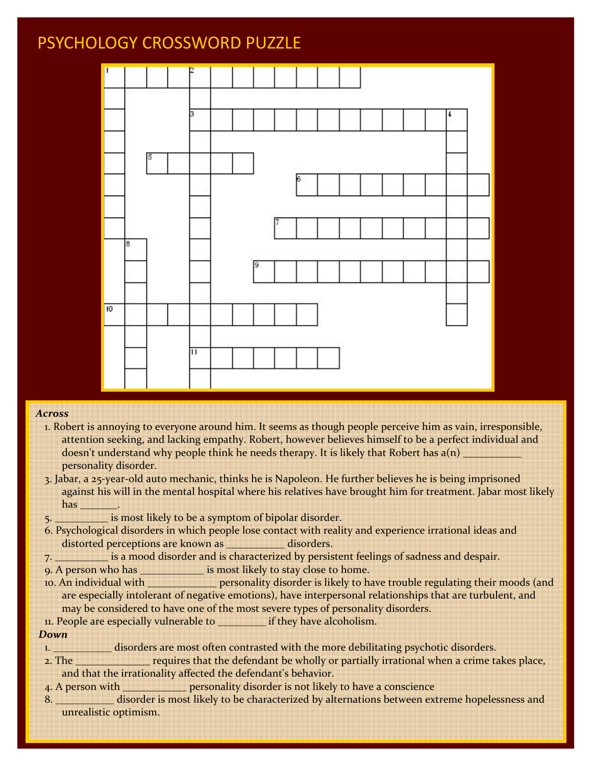# PSYCHOLOGY CROSSWORD PUZZLE

**_Across_**

1. Robert is annoying to everyone around him. It seems as though people perceive him as vain, irresponsible, attention seeking, and lacking empathy. Robert, however believes himself to be a perfect individual and doesn't understand why people think he needs therapy. It is likely that Robert has a(n) __________ personality disorder.
3. Jabar, a 25-year-old auto mechanic, thinks he is Napoleon. He further believes he is being imprisoned against his will in the mental hospital where his relatives have brought him for treatment. Jabar most likely has _______.
5. _________ is most likely to be a symptom of bipolar disorder.
6. Psychological disorders in which people lose contact with reality and experience irrational ideas and distorted perceptions are known as __________ disorders.
7. _________ is a mood disorder and is characterized by persistent feelings of sadness and despair.
9. A person who has ___________ is most likely to stay close to home.
10. An individual with ____________ personality disorder is likely to have trouble regulating their moods (and are especially intolerant of negative emotions), have interpersonal relationships that are turbulent, and may be considered to have one of the most severe types of personality disorders.
11. People are especially vulnerable to ________ if they have alcoholism.

**_Down_**

1. _________ disorders are most often contrasted with the more debilitating psychotic disorders.
2. The _____________ requires that the defendant be wholly or partially irrational when a crime takes place, and that the irrationality affected the defendant's behavior.
4. A person with ___________ personality disorder is not likely to have a conscience
8. __________ disorder is most likely to be characterized by alternations between extreme hopelessness and unrealistic optimism.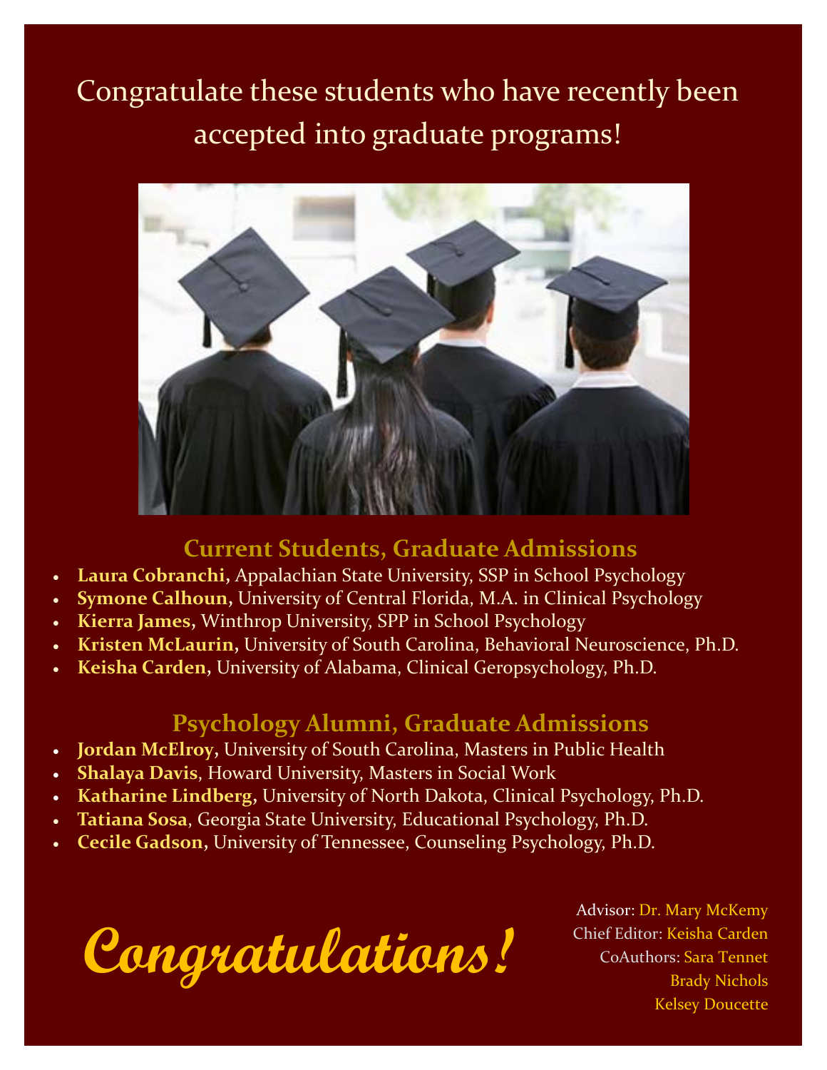# Congratulate these students who have recently been accepted into graduate programs!

## Current Students, Graduate Admissions

- **Laura Cobranchi,** Appalachian State University, SSP in School Psychology
- **Symone Calhoun,** University of Central Florida, M.A. in Clinical Psychology
- **Kierra James,** Winthrop University, SPP in School Psychology
- **Kristen McLaurin,** University of South Carolina, Behavioral Neuroscience, Ph.D.
- **Keisha Carden,** University of Alabama, Clinical Geropsychology, Ph.D.

## Psychology Alumni, Graduate Admissions

- **Jordan McElroy,** University of South Carolina, Masters in Public Health
- **Shalaya Davis**, Howard University, Masters in Social Work
- **Katharine Lindberg,** University of North Dakota, Clinical Psychology, Ph.D.
- **Tatiana Sosa**, Georgia State University, Educational Psychology, Ph.D.
- **Cecile Gadson,** University of Tennessee, Counseling Psychology, Ph.D.

# *Congratulations!*

Advisor: Dr. Mary McKemy
Chief Editor: Keisha Carden
CoAuthors: Sara Tennet
Brady Nichols
Kelsey Doucette